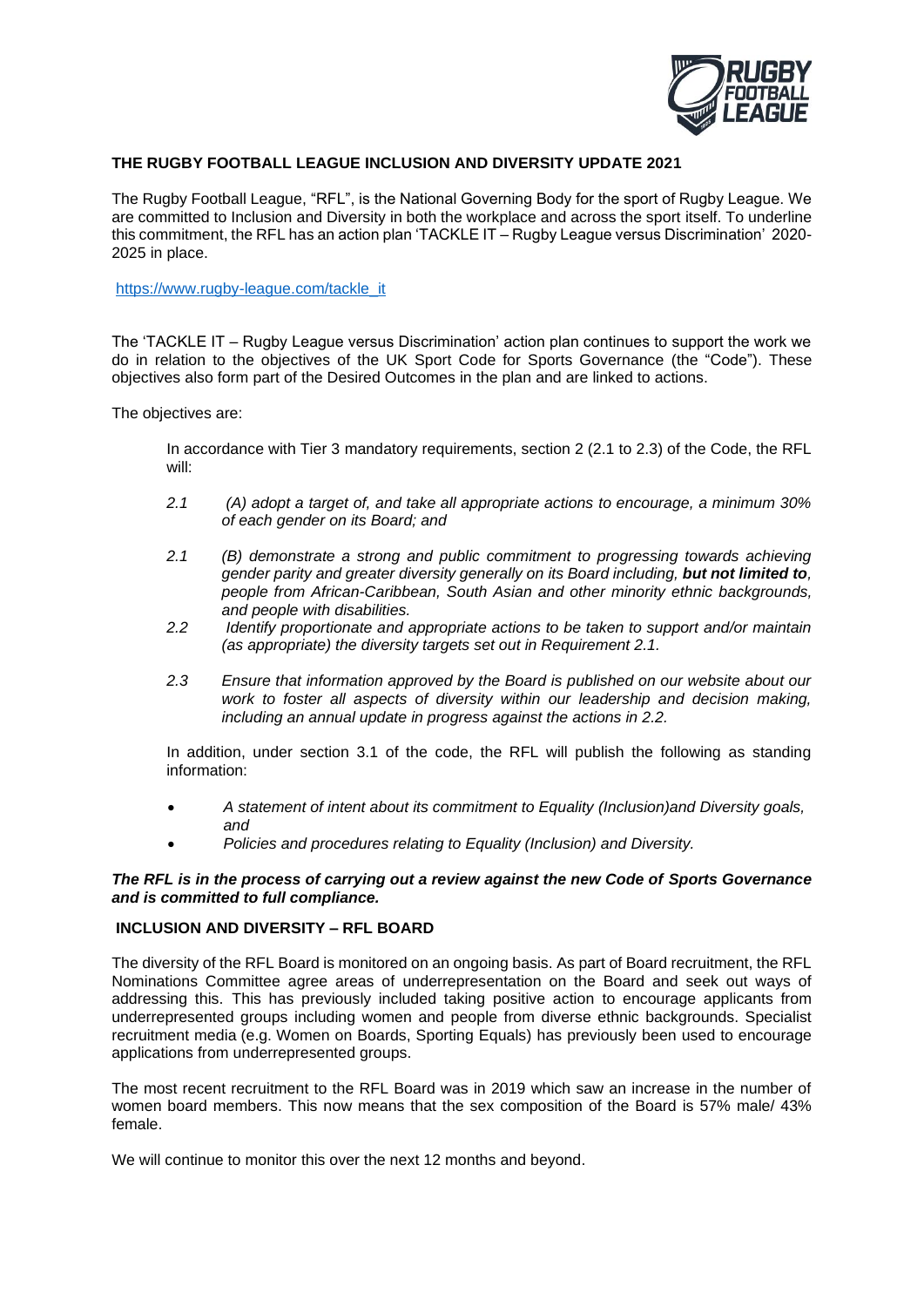## THE RUGBY FOOTBALL LEAGUE INCLUSION AND DIVERSITY UPDATE 2021

The Rugby Football League, "RFL", is the National Governing Body for the sport of Rugby League. We are committed to Inclusion and Diversity in both the workplace and across the sport itself. To underline this commitment, the RFL has an action plan 'TACKLE IT – Rugby League versus Discrimination' 2020-2025 in place.

https://www.rugby-league.com/tackle_it

The 'TACKLE IT – Rugby League versus Discrimination' action plan continues to support the work we do in relation to the objectives of the UK Sport Code for Sports Governance (the "Code"). These objectives also form part of the Desired Outcomes in the plan and are linked to actions.

The objectives are:

In accordance with Tier 3 mandatory requirements, section 2 (2.1 to 2.3) of the Code, the RFL will:

- *2.1 (A) adopt a target of, and take all appropriate actions to encourage, a minimum 30% of each gender on its Board; and*
- *2.1 (B) demonstrate a strong and public commitment to progressing towards achieving gender parity and greater diversity generally on its Board including, **but not limited to**, people from African-Caribbean, South Asian and other minority ethnic backgrounds, and people with disabilities.*
- *2.2 Identify proportionate and appropriate actions to be taken to support and/or maintain (as appropriate) the diversity targets set out in Requirement 2.1.*
- *2.3 Ensure that information approved by the Board is published on our website about our work to foster all aspects of diversity within our leadership and decision making, including an annual update in progress against the actions in 2.2.*

In addition, under section 3.1 of the code, the RFL will publish the following as standing information:

- *A statement of intent about its commitment to Equality (Inclusion)and Diversity goals, and*
- *Policies and procedures relating to Equality (Inclusion) and Diversity.*

***The RFL is in the process of carrying out a review against the new Code of Sports Governance and is committed to full compliance.***

### INCLUSION AND DIVERSITY – RFL BOARD

The diversity of the RFL Board is monitored on an ongoing basis. As part of Board recruitment, the RFL Nominations Committee agree areas of underrepresentation on the Board and seek out ways of addressing this. This has previously included taking positive action to encourage applicants from underrepresented groups including women and people from diverse ethnic backgrounds. Specialist recruitment media (e.g. Women on Boards, Sporting Equals) has previously been used to encourage applications from underrepresented groups.

The most recent recruitment to the RFL Board was in 2019 which saw an increase in the number of women board members. This now means that the sex composition of the Board is 57% male/ 43% female.

We will continue to monitor this over the next 12 months and beyond.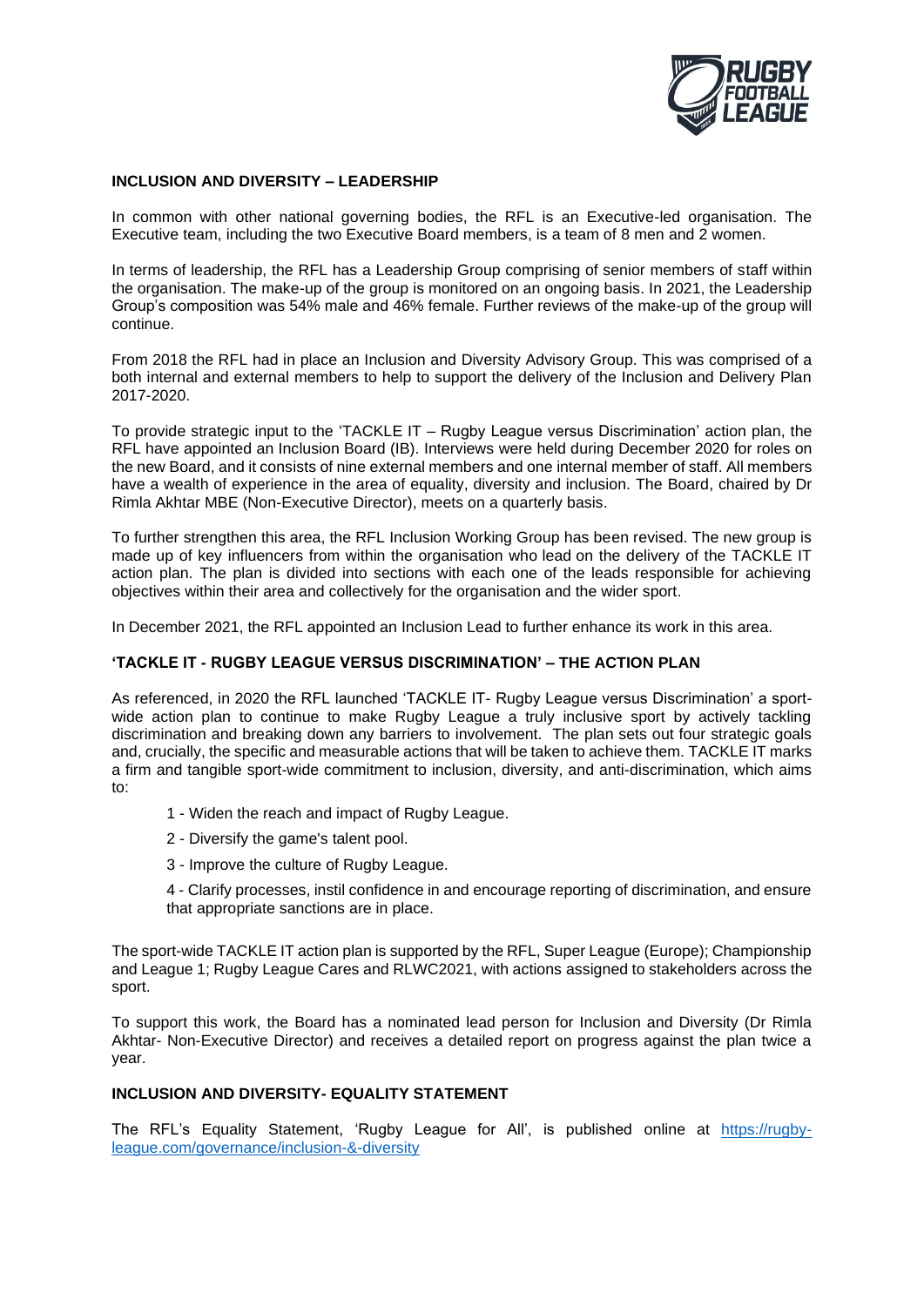## INCLUSION AND DIVERSITY – LEADERSHIP

In common with other national governing bodies, the RFL is an Executive-led organisation. The Executive team, including the two Executive Board members, is a team of 8 men and 2 women.

In terms of leadership, the RFL has a Leadership Group comprising of senior members of staff within the organisation. The make-up of the group is monitored on an ongoing basis. In 2021, the Leadership Group's composition was 54% male and 46% female. Further reviews of the make-up of the group will continue.

From 2018 the RFL had in place an Inclusion and Diversity Advisory Group. This was comprised of a both internal and external members to help to support the delivery of the Inclusion and Delivery Plan 2017-2020.

To provide strategic input to the 'TACKLE IT – Rugby League versus Discrimination' action plan, the RFL have appointed an Inclusion Board (IB). Interviews were held during December 2020 for roles on the new Board, and it consists of nine external members and one internal member of staff. All members have a wealth of experience in the area of equality, diversity and inclusion. The Board, chaired by Dr Rimla Akhtar MBE (Non-Executive Director), meets on a quarterly basis.

To further strengthen this area, the RFL Inclusion Working Group has been revised. The new group is made up of key influencers from within the organisation who lead on the delivery of the TACKLE IT action plan. The plan is divided into sections with each one of the leads responsible for achieving objectives within their area and collectively for the organisation and the wider sport.

In December 2021, the RFL appointed an Inclusion Lead to further enhance its work in this area.

## 'TACKLE IT - RUGBY LEAGUE VERSUS DISCRIMINATION' – THE ACTION PLAN

As referenced, in 2020 the RFL launched 'TACKLE IT- Rugby League versus Discrimination' a sport-wide action plan to continue to make Rugby League a truly inclusive sport by actively tackling discrimination and breaking down any barriers to involvement. The plan sets out four strategic goals and, crucially, the specific and measurable actions that will be taken to achieve them. TACKLE IT marks a firm and tangible sport-wide commitment to inclusion, diversity, and anti-discrimination, which aims to:

1 - Widen the reach and impact of Rugby League.

2 - Diversify the game's talent pool.

3 - Improve the culture of Rugby League.

4 - Clarify processes, instil confidence in and encourage reporting of discrimination, and ensure that appropriate sanctions are in place.

The sport-wide TACKLE IT action plan is supported by the RFL, Super League (Europe); Championship and League 1; Rugby League Cares and RLWC2021, with actions assigned to stakeholders across the sport.

To support this work, the Board has a nominated lead person for Inclusion and Diversity (Dr Rimla Akhtar- Non-Executive Director) and receives a detailed report on progress against the plan twice a year.

## INCLUSION AND DIVERSITY- EQUALITY STATEMENT

The RFL's Equality Statement, 'Rugby League for All', is published online at [https://rugby-league.com/governance/inclusion-&-diversity](https://rugby-league.com/governance/inclusion-&-diversity)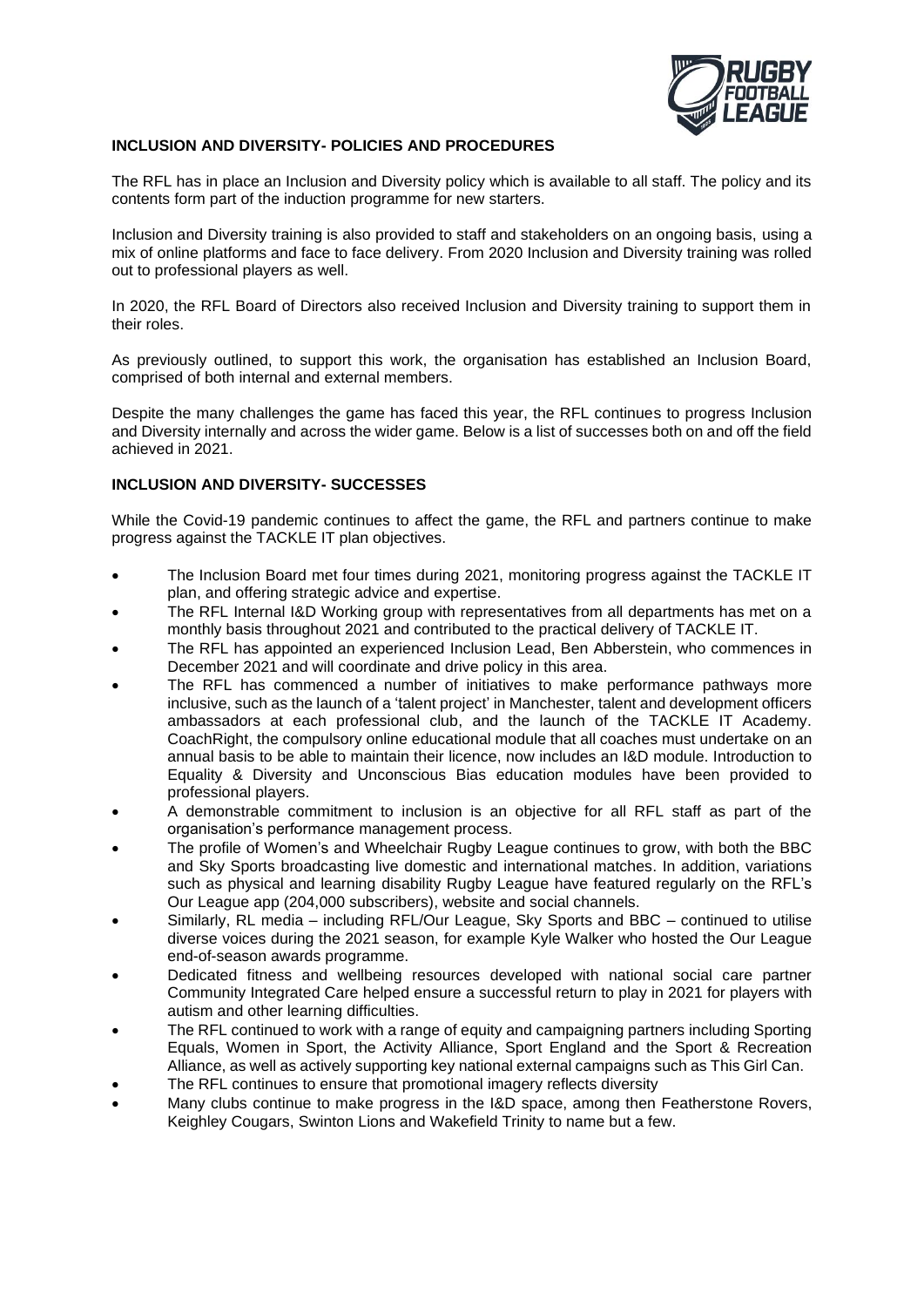## INCLUSION AND DIVERSITY- POLICIES AND PROCEDURES

The RFL has in place an Inclusion and Diversity policy which is available to all staff. The policy and its contents form part of the induction programme for new starters.

Inclusion and Diversity training is also provided to staff and stakeholders on an ongoing basis, using a mix of online platforms and face to face delivery. From 2020 Inclusion and Diversity training was rolled out to professional players as well.

In 2020, the RFL Board of Directors also received Inclusion and Diversity training to support them in their roles.

As previously outlined, to support this work, the organisation has established an Inclusion Board, comprised of both internal and external members.

Despite the many challenges the game has faced this year, the RFL continues to progress Inclusion and Diversity internally and across the wider game. Below is a list of successes both on and off the field achieved in 2021.

## INCLUSION AND DIVERSITY- SUCCESSES

While the Covid-19 pandemic continues to affect the game, the RFL and partners continue to make progress against the TACKLE IT plan objectives.

- The Inclusion Board met four times during 2021, monitoring progress against the TACKLE IT plan, and offering strategic advice and expertise.
- The RFL Internal I&D Working group with representatives from all departments has met on a monthly basis throughout 2021 and contributed to the practical delivery of TACKLE IT.
- The RFL has appointed an experienced Inclusion Lead, Ben Abberstein, who commences in December 2021 and will coordinate and drive policy in this area.
- The RFL has commenced a number of initiatives to make performance pathways more inclusive, such as the launch of a 'talent project' in Manchester, talent and development officers ambassadors at each professional club, and the launch of the TACKLE IT Academy. CoachRight, the compulsory online educational module that all coaches must undertake on an annual basis to be able to maintain their licence, now includes an I&D module. Introduction to Equality & Diversity and Unconscious Bias education modules have been provided to professional players.
- A demonstrable commitment to inclusion is an objective for all RFL staff as part of the organisation's performance management process.
- The profile of Women's and Wheelchair Rugby League continues to grow, with both the BBC and Sky Sports broadcasting live domestic and international matches. In addition, variations such as physical and learning disability Rugby League have featured regularly on the RFL's Our League app (204,000 subscribers), website and social channels.
- Similarly, RL media – including RFL/Our League, Sky Sports and BBC – continued to utilise diverse voices during the 2021 season, for example Kyle Walker who hosted the Our League end-of-season awards programme.
- Dedicated fitness and wellbeing resources developed with national social care partner Community Integrated Care helped ensure a successful return to play in 2021 for players with autism and other learning difficulties.
- The RFL continued to work with a range of equity and campaigning partners including Sporting Equals, Women in Sport, the Activity Alliance, Sport England and the Sport & Recreation Alliance, as well as actively supporting key national external campaigns such as This Girl Can.
- The RFL continues to ensure that promotional imagery reflects diversity
- Many clubs continue to make progress in the I&D space, among then Featherstone Rovers, Keighley Cougars, Swinton Lions and Wakefield Trinity to name but a few.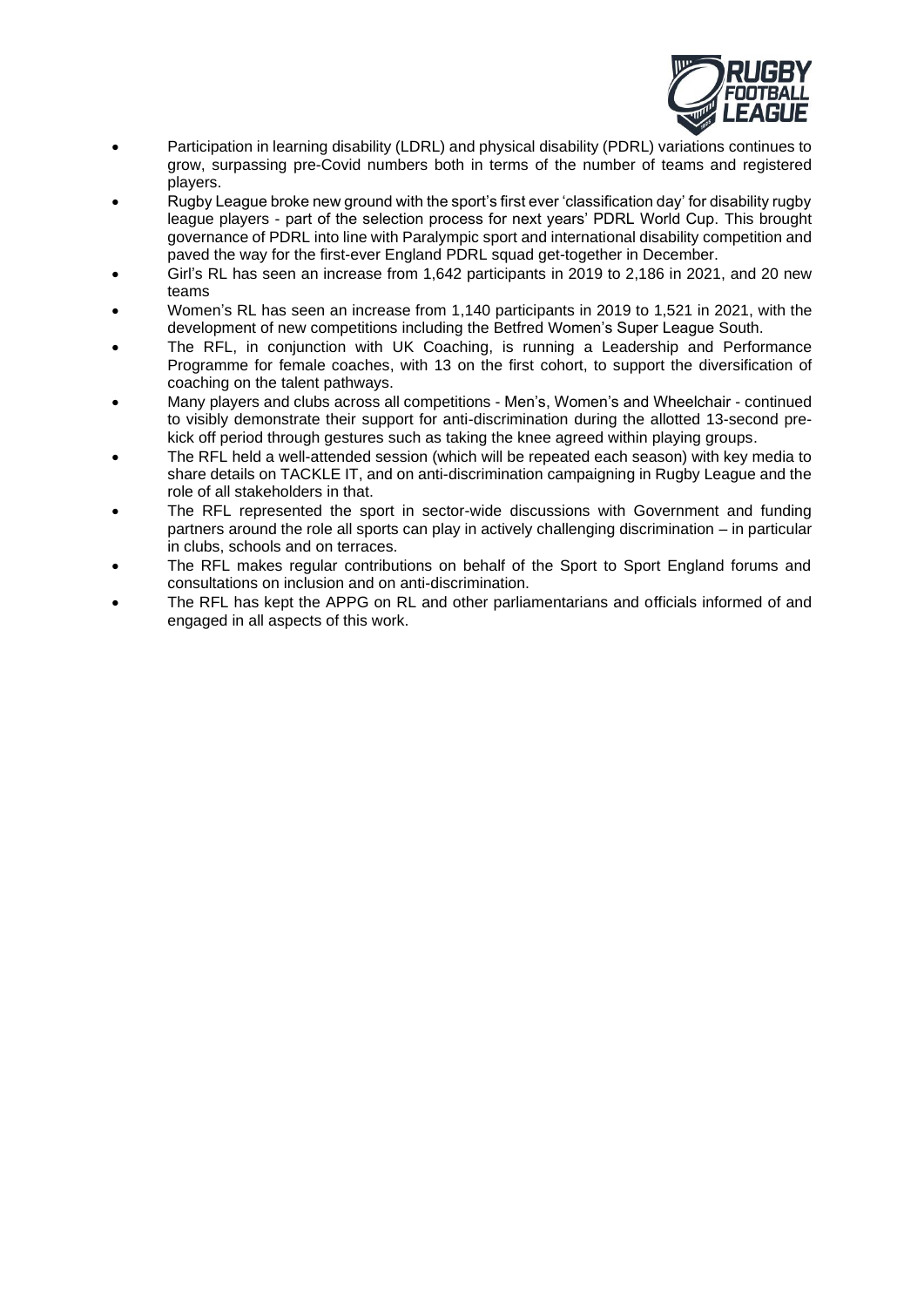- Participation in learning disability (LDRL) and physical disability (PDRL) variations continues to grow, surpassing pre-Covid numbers both in terms of the number of teams and registered players.
- Rugby League broke new ground with the sport's first ever 'classification day' for disability rugby league players - part of the selection process for next years' PDRL World Cup. This brought governance of PDRL into line with Paralympic sport and international disability competition and paved the way for the first-ever England PDRL squad get-together in December.
- Girl's RL has seen an increase from 1,642 participants in 2019 to 2,186 in 2021, and 20 new teams
- Women's RL has seen an increase from 1,140 participants in 2019 to 1,521 in 2021, with the development of new competitions including the Betfred Women's Super League South.
- The RFL, in conjunction with UK Coaching, is running a Leadership and Performance Programme for female coaches, with 13 on the first cohort, to support the diversification of coaching on the talent pathways.
- Many players and clubs across all competitions - Men's, Women's and Wheelchair - continued to visibly demonstrate their support for anti-discrimination during the allotted 13-second pre-kick off period through gestures such as taking the knee agreed within playing groups.
- The RFL held a well-attended session (which will be repeated each season) with key media to share details on TACKLE IT, and on anti-discrimination campaigning in Rugby League and the role of all stakeholders in that.
- The RFL represented the sport in sector-wide discussions with Government and funding partners around the role all sports can play in actively challenging discrimination – in particular in clubs, schools and on terraces.
- The RFL makes regular contributions on behalf of the Sport to Sport England forums and consultations on inclusion and on anti-discrimination.
- The RFL has kept the APPG on RL and other parliamentarians and officials informed of and engaged in all aspects of this work.